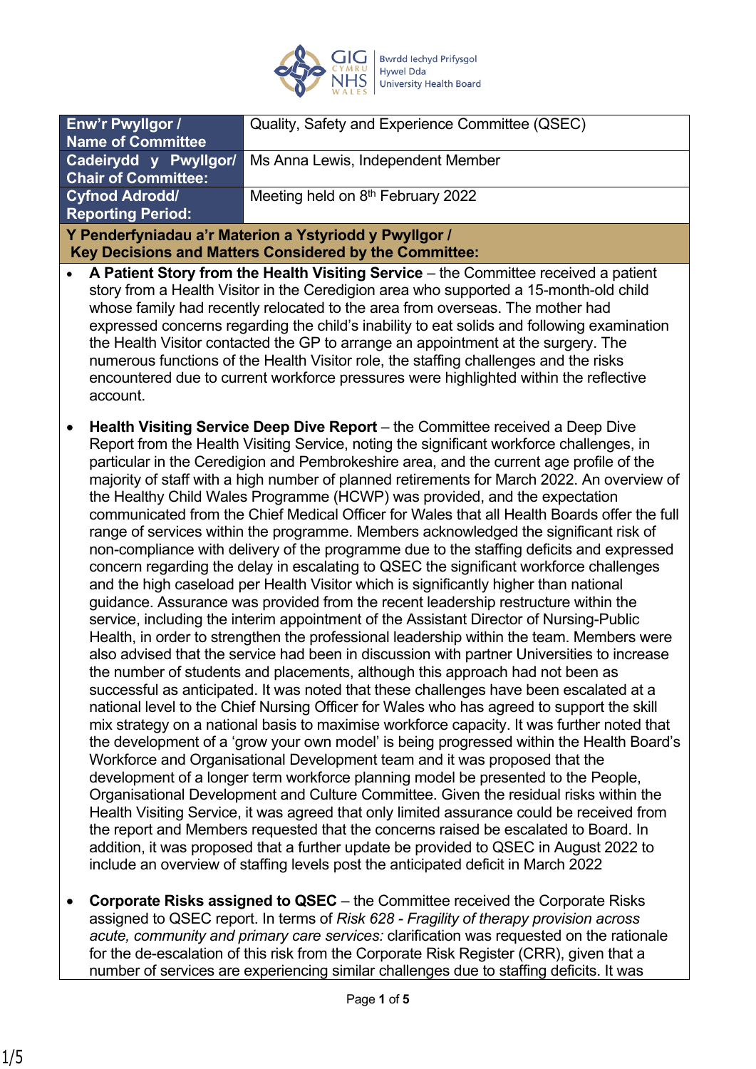| Enw'r Pwyllgor / Name of Committee | Quality, Safety and Experience Committee (QSEC) |
|---|---|
| Cadeirydd y Pwyllgor/ Chair of Committee: | Ms Anna Lewis, Independent Member |
| Cyfnod Adrodd/ Reporting Period: | Meeting held on 8th February 2022 |

**Y Penderfyniadau a'r Materion a Ystyriodd y Pwyllgor / Key Decisions and Matters Considered by the Committee:**

- **A Patient Story from the Health Visiting Service** – the Committee received a patient story from a Health Visitor in the Ceredigion area who supported a 15-month-old child whose family had recently relocated to the area from overseas. The mother had expressed concerns regarding the child's inability to eat solids and following examination the Health Visitor contacted the GP to arrange an appointment at the surgery. The numerous functions of the Health Visitor role, the staffing challenges and the risks encountered due to current workforce pressures were highlighted within the reflective account.

- **Health Visiting Service Deep Dive Report** – the Committee received a Deep Dive Report from the Health Visiting Service, noting the significant workforce challenges, in particular in the Ceredigion and Pembrokeshire area, and the current age profile of the majority of staff with a high number of planned retirements for March 2022. An overview of the Healthy Child Wales Programme (HCWP) was provided, and the expectation communicated from the Chief Medical Officer for Wales that all Health Boards offer the full range of services within the programme. Members acknowledged the significant risk of non-compliance with delivery of the programme due to the staffing deficits and expressed concern regarding the delay in escalating to QSEC the significant workforce challenges and the high caseload per Health Visitor which is significantly higher than national guidance. Assurance was provided from the recent leadership restructure within the service, including the interim appointment of the Assistant Director of Nursing-Public Health, in order to strengthen the professional leadership within the team. Members were also advised that the service had been in discussion with partner Universities to increase the number of students and placements, although this approach had not been as successful as anticipated. It was noted that these challenges have been escalated at a national level to the Chief Nursing Officer for Wales who has agreed to support the skill mix strategy on a national basis to maximise workforce capacity. It was further noted that the development of a 'grow your own model' is being progressed within the Health Board's Workforce and Organisational Development team and it was proposed that the development of a longer term workforce planning model be presented to the People, Organisational Development and Culture Committee. Given the residual risks within the Health Visiting Service, it was agreed that only limited assurance could be received from the report and Members requested that the concerns raised be escalated to Board. In addition, it was proposed that a further update be provided to QSEC in August 2022 to include an overview of staffing levels post the anticipated deficit in March 2022

- **Corporate Risks assigned to QSEC** – the Committee received the Corporate Risks assigned to QSEC report. In terms of *Risk 628 - Fragility of therapy provision across acute, community and primary care services:* clarification was requested on the rationale for the de-escalation of this risk from the Corporate Risk Register (CRR), given that a number of services are experiencing similar challenges due to staffing deficits. It was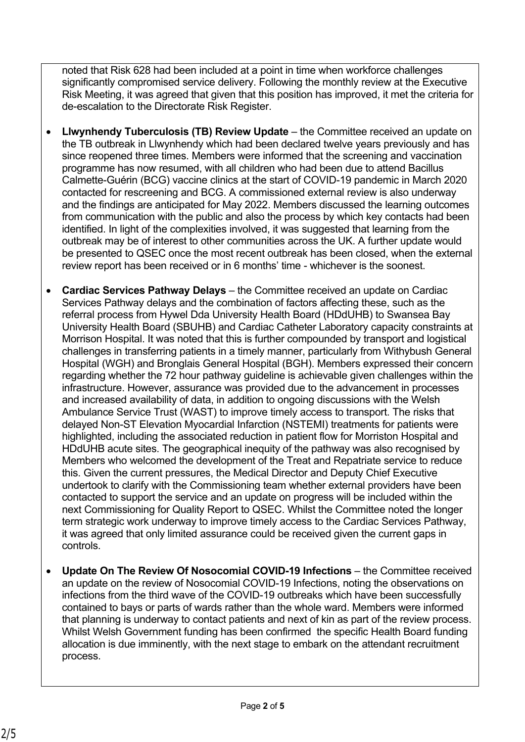noted that Risk 628 had been included at a point in time when workforce challenges significantly compromised service delivery. Following the monthly review at the Executive Risk Meeting, it was agreed that given that this position has improved, it met the criteria for de-escalation to the Directorate Risk Register.

- **Llwynhendy Tuberculosis (TB) Review Update** – the Committee received an update on the TB outbreak in Llwynhendy which had been declared twelve years previously and has since reopened three times. Members were informed that the screening and vaccination programme has now resumed, with all children who had been due to attend Bacillus Calmette-Guérin (BCG) vaccine clinics at the start of COVID-19 pandemic in March 2020 contacted for rescreening and BCG. A commissioned external review is also underway and the findings are anticipated for May 2022. Members discussed the learning outcomes from communication with the public and also the process by which key contacts had been identified. In light of the complexities involved, it was suggested that learning from the outbreak may be of interest to other communities across the UK. A further update would be presented to QSEC once the most recent outbreak has been closed, when the external review report has been received or in 6 months' time - whichever is the soonest.

- **Cardiac Services Pathway Delays** – the Committee received an update on Cardiac Services Pathway delays and the combination of factors affecting these, such as the referral process from Hywel Dda University Health Board (HDdUHB) to Swansea Bay University Health Board (SBUHB) and Cardiac Catheter Laboratory capacity constraints at Morrison Hospital. It was noted that this is further compounded by transport and logistical challenges in transferring patients in a timely manner, particularly from Withybush General Hospital (WGH) and Bronglais General Hospital (BGH). Members expressed their concern regarding whether the 72 hour pathway guideline is achievable given challenges within the infrastructure. However, assurance was provided due to the advancement in processes and increased availability of data, in addition to ongoing discussions with the Welsh Ambulance Service Trust (WAST) to improve timely access to transport. The risks that delayed Non-ST Elevation Myocardial Infarction (NSTEMI) treatments for patients were highlighted, including the associated reduction in patient flow for Morriston Hospital and HDdUHB acute sites. The geographical inequity of the pathway was also recognised by Members who welcomed the development of the Treat and Repatriate service to reduce this. Given the current pressures, the Medical Director and Deputy Chief Executive undertook to clarify with the Commissioning team whether external providers have been contacted to support the service and an update on progress will be included within the next Commissioning for Quality Report to QSEC. Whilst the Committee noted the longer term strategic work underway to improve timely access to the Cardiac Services Pathway, it was agreed that only limited assurance could be received given the current gaps in controls.

- **Update On The Review Of Nosocomial COVID-19 Infections** – the Committee received an update on the review of Nosocomial COVID-19 Infections, noting the observations on infections from the third wave of the COVID-19 outbreaks which have been successfully contained to bays or parts of wards rather than the whole ward. Members were informed that planning is underway to contact patients and next of kin as part of the review process. Whilst Welsh Government funding has been confirmed the specific Health Board funding allocation is due imminently, with the next stage to embark on the attendant recruitment process.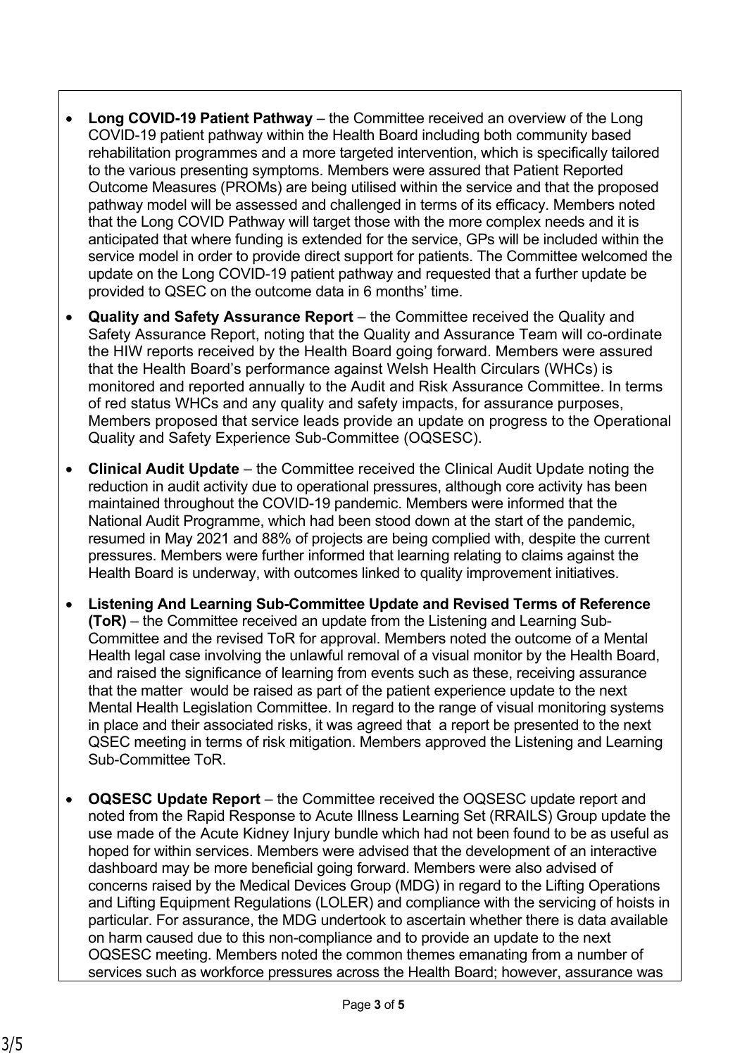- **Long COVID-19 Patient Pathway** – the Committee received an overview of the Long COVID-19 patient pathway within the Health Board including both community based rehabilitation programmes and a more targeted intervention, which is specifically tailored to the various presenting symptoms. Members were assured that Patient Reported Outcome Measures (PROMs) are being utilised within the service and that the proposed pathway model will be assessed and challenged in terms of its efficacy. Members noted that the Long COVID Pathway will target those with the more complex needs and it is anticipated that where funding is extended for the service, GPs will be included within the service model in order to provide direct support for patients. The Committee welcomed the update on the Long COVID-19 patient pathway and requested that a further update be provided to QSEC on the outcome data in 6 months' time.

- **Quality and Safety Assurance Report** – the Committee received the Quality and Safety Assurance Report, noting that the Quality and Assurance Team will co-ordinate the HIW reports received by the Health Board going forward. Members were assured that the Health Board's performance against Welsh Health Circulars (WHCs) is monitored and reported annually to the Audit and Risk Assurance Committee. In terms of red status WHCs and any quality and safety impacts, for assurance purposes, Members proposed that service leads provide an update on progress to the Operational Quality and Safety Experience Sub-Committee (OQSESC).

- **Clinical Audit Update** – the Committee received the Clinical Audit Update noting the reduction in audit activity due to operational pressures, although core activity has been maintained throughout the COVID-19 pandemic. Members were informed that the National Audit Programme, which had been stood down at the start of the pandemic, resumed in May 2021 and 88% of projects are being complied with, despite the current pressures. Members were further informed that learning relating to claims against the Health Board is underway, with outcomes linked to quality improvement initiatives.

- **Listening And Learning Sub-Committee Update and Revised Terms of Reference (ToR)** – the Committee received an update from the Listening and Learning Sub-Committee and the revised ToR for approval. Members noted the outcome of a Mental Health legal case involving the unlawful removal of a visual monitor by the Health Board, and raised the significance of learning from events such as these, receiving assurance that the matter would be raised as part of the patient experience update to the next Mental Health Legislation Committee. In regard to the range of visual monitoring systems in place and their associated risks, it was agreed that a report be presented to the next QSEC meeting in terms of risk mitigation. Members approved the Listening and Learning Sub-Committee ToR.

- **OQSESC Update Report** – the Committee received the OQSESC update report and noted from the Rapid Response to Acute Illness Learning Set (RRAILS) Group update the use made of the Acute Kidney Injury bundle which had not been found to be as useful as hoped for within services. Members were advised that the development of an interactive dashboard may be more beneficial going forward. Members were also advised of concerns raised by the Medical Devices Group (MDG) in regard to the Lifting Operations and Lifting Equipment Regulations (LOLER) and compliance with the servicing of hoists in particular. For assurance, the MDG undertook to ascertain whether there is data available on harm caused due to this non-compliance and to provide an update to the next OQSESC meeting. Members noted the common themes emanating from a number of services such as workforce pressures across the Health Board; however, assurance was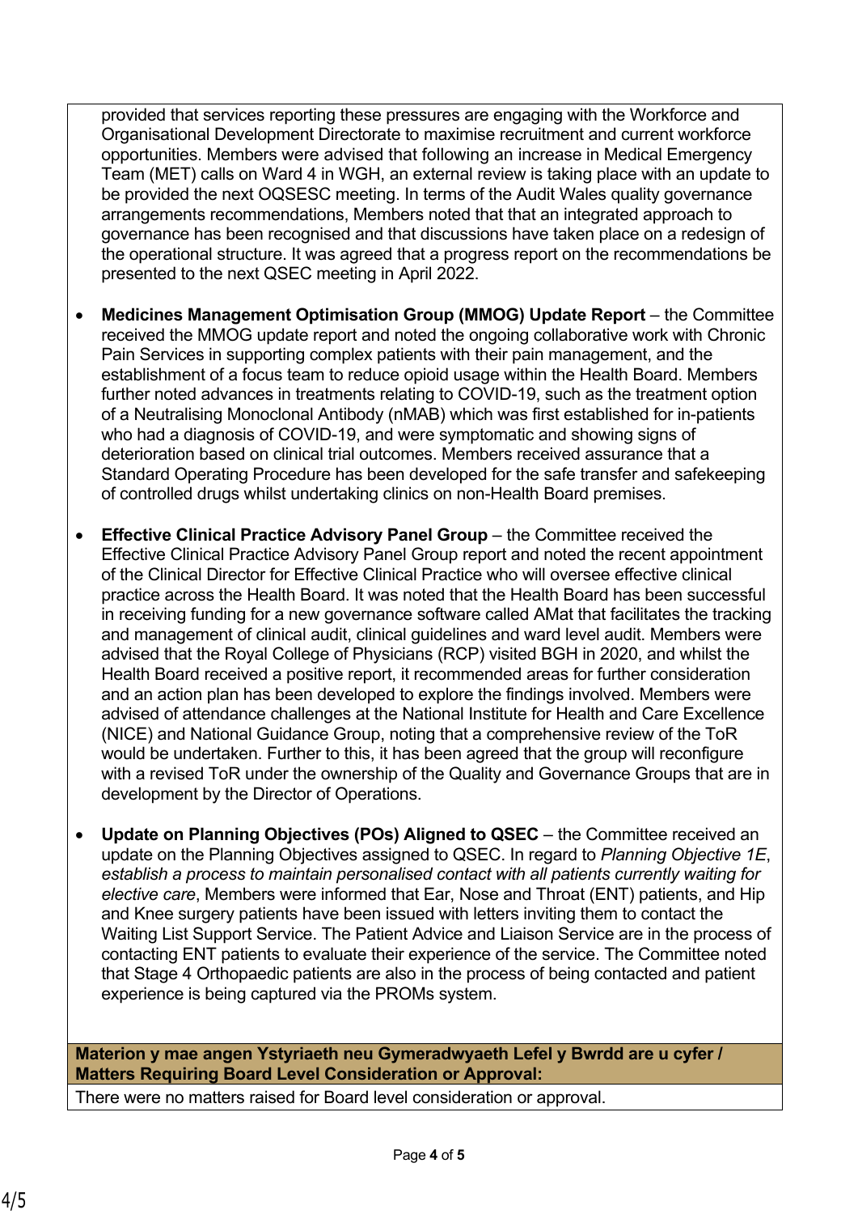provided that services reporting these pressures are engaging with the Workforce and Organisational Development Directorate to maximise recruitment and current workforce opportunities. Members were advised that following an increase in Medical Emergency Team (MET) calls on Ward 4 in WGH, an external review is taking place with an update to be provided the next OQSESC meeting. In terms of the Audit Wales quality governance arrangements recommendations, Members noted that that an integrated approach to governance has been recognised and that discussions have taken place on a redesign of the operational structure. It was agreed that a progress report on the recommendations be presented to the next QSEC meeting in April 2022.

- **Medicines Management Optimisation Group (MMOG) Update Report** – the Committee received the MMOG update report and noted the ongoing collaborative work with Chronic Pain Services in supporting complex patients with their pain management, and the establishment of a focus team to reduce opioid usage within the Health Board. Members further noted advances in treatments relating to COVID-19, such as the treatment option of a Neutralising Monoclonal Antibody (nMAB) which was first established for in-patients who had a diagnosis of COVID-19, and were symptomatic and showing signs of deterioration based on clinical trial outcomes. Members received assurance that a Standard Operating Procedure has been developed for the safe transfer and safekeeping of controlled drugs whilst undertaking clinics on non-Health Board premises.

- **Effective Clinical Practice Advisory Panel Group** – the Committee received the Effective Clinical Practice Advisory Panel Group report and noted the recent appointment of the Clinical Director for Effective Clinical Practice who will oversee effective clinical practice across the Health Board. It was noted that the Health Board has been successful in receiving funding for a new governance software called AMat that facilitates the tracking and management of clinical audit, clinical guidelines and ward level audit. Members were advised that the Royal College of Physicians (RCP) visited BGH in 2020, and whilst the Health Board received a positive report, it recommended areas for further consideration and an action plan has been developed to explore the findings involved. Members were advised of attendance challenges at the National Institute for Health and Care Excellence (NICE) and National Guidance Group, noting that a comprehensive review of the ToR would be undertaken. Further to this, it has been agreed that the group will reconfigure with a revised ToR under the ownership of the Quality and Governance Groups that are in development by the Director of Operations.

- **Update on Planning Objectives (POs) Aligned to QSEC** – the Committee received an update on the Planning Objectives assigned to QSEC. In regard to *Planning Objective 1E, establish a process to maintain personalised contact with all patients currently waiting for elective care*, Members were informed that Ear, Nose and Throat (ENT) patients, and Hip and Knee surgery patients have been issued with letters inviting them to contact the Waiting List Support Service. The Patient Advice and Liaison Service are in the process of contacting ENT patients to evaluate their experience of the service. The Committee noted that Stage 4 Orthopaedic patients are also in the process of being contacted and patient experience is being captured via the PROMs system.

| **Materion y mae angen Ystyriaeth neu Gymeradwyaeth Lefel y Bwrdd are u cyfer / Matters Requiring Board Level Consideration or Approval:** |
|---|
| There were no matters raised for Board level consideration or approval. |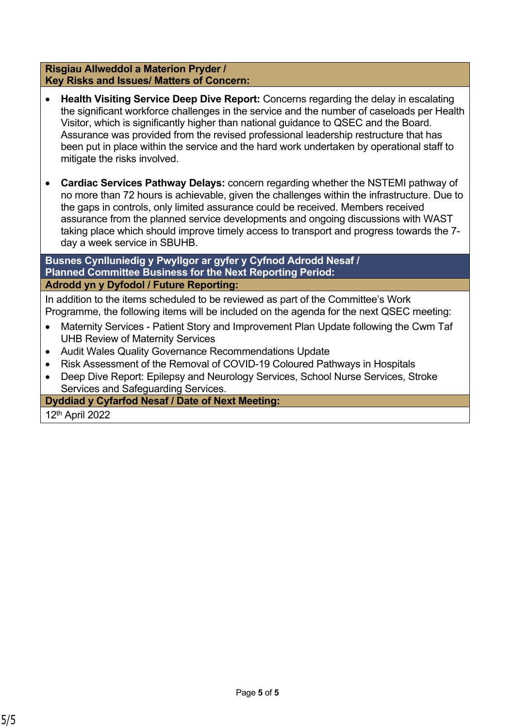**Risgiau Allweddol a Materion Pryder /**
**Key Risks and Issues/ Matters of Concern:**

- **Health Visiting Service Deep Dive Report:** Concerns regarding the delay in escalating the significant workforce challenges in the service and the number of caseloads per Health Visitor, which is significantly higher than national guidance to QSEC and the Board. Assurance was provided from the revised professional leadership restructure that has been put in place within the service and the hard work undertaken by operational staff to mitigate the risks involved.

- **Cardiac Services Pathway Delays:** concern regarding whether the NSTEMI pathway of no more than 72 hours is achievable, given the challenges within the infrastructure. Due to the gaps in controls, only limited assurance could be received. Members received assurance from the planned service developments and ongoing discussions with WAST taking place which should improve timely access to transport and progress towards the 7-day a week service in SBUHB.

**Busnes Cynlluniedig y Pwyllgor ar gyfer y Cyfnod Adrodd Nesaf /**
**Planned Committee Business for the Next Reporting Period:**

**Adrodd yn y Dyfodol / Future Reporting:**

In addition to the items scheduled to be reviewed as part of the Committee's Work Programme, the following items will be included on the agenda for the next QSEC meeting:

- Maternity Services - Patient Story and Improvement Plan Update following the Cwm Taf UHB Review of Maternity Services
- Audit Wales Quality Governance Recommendations Update
- Risk Assessment of the Removal of COVID-19 Coloured Pathways in Hospitals
- Deep Dive Report: Epilepsy and Neurology Services, School Nurse Services, Stroke Services and Safeguarding Services.

**Dyddiad y Cyfarfod Nesaf / Date of Next Meeting:**

12th April 2022